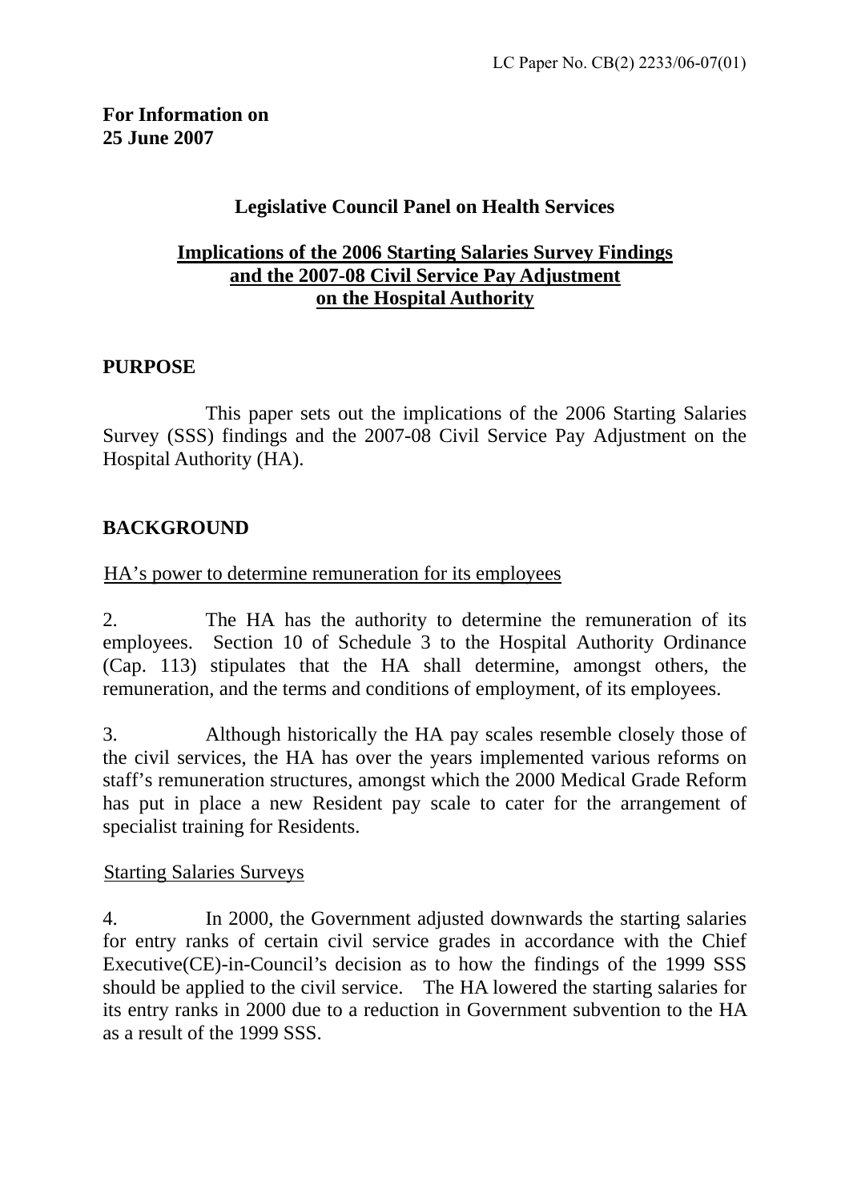LC Paper No. CB(2) 2233/06-07(01)

**For Information on**
**25 June 2007**

**Legislative Council Panel on Health Services**

**Implications of the 2006 Starting Salaries Survey Findings and the 2007-08 Civil Service Pay Adjustment on the Hospital Authority**

## PURPOSE

This paper sets out the implications of the 2006 Starting Salaries Survey (SSS) findings and the 2007-08 Civil Service Pay Adjustment on the Hospital Authority (HA).

## BACKGROUND

HA's power to determine remuneration for its employees

2. The HA has the authority to determine the remuneration of its employees. Section 10 of Schedule 3 to the Hospital Authority Ordinance (Cap. 113) stipulates that the HA shall determine, amongst others, the remuneration, and the terms and conditions of employment, of its employees.

3. Although historically the HA pay scales resemble closely those of the civil services, the HA has over the years implemented various reforms on staff's remuneration structures, amongst which the 2000 Medical Grade Reform has put in place a new Resident pay scale to cater for the arrangement of specialist training for Residents.

Starting Salaries Surveys

4. In 2000, the Government adjusted downwards the starting salaries for entry ranks of certain civil service grades in accordance with the Chief Executive(CE)-in-Council's decision as to how the findings of the 1999 SSS should be applied to the civil service. The HA lowered the starting salaries for its entry ranks in 2000 due to a reduction in Government subvention to the HA as a result of the 1999 SSS.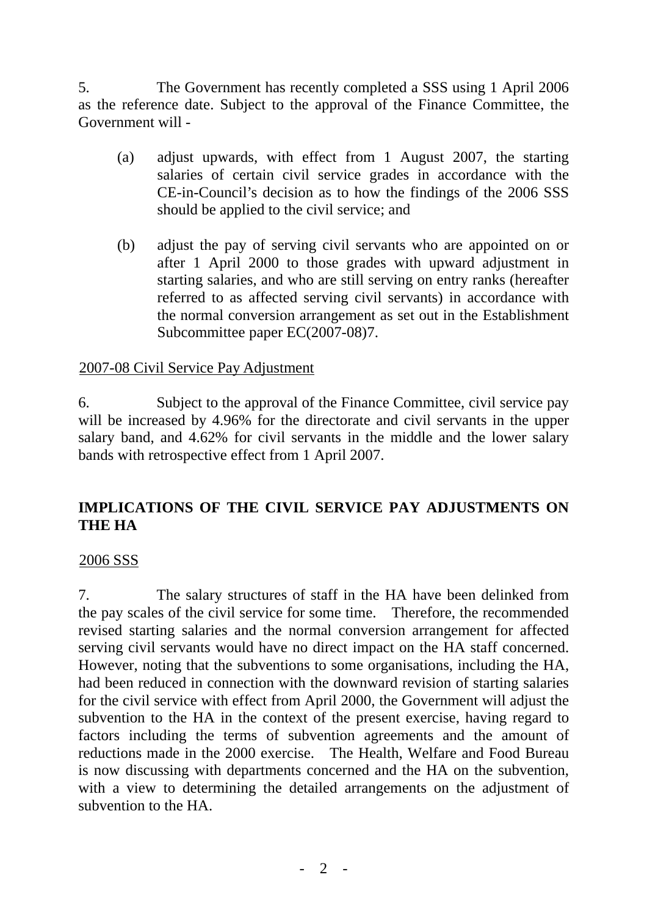5. The Government has recently completed a SSS using 1 April 2006 as the reference date. Subject to the approval of the Finance Committee, the Government will -

(a) adjust upwards, with effect from 1 August 2007, the starting salaries of certain civil service grades in accordance with the CE-in-Council's decision as to how the findings of the 2006 SSS should be applied to the civil service; and

(b) adjust the pay of serving civil servants who are appointed on or after 1 April 2000 to those grades with upward adjustment in starting salaries, and who are still serving on entry ranks (hereafter referred to as affected serving civil servants) in accordance with the normal conversion arrangement as set out in the Establishment Subcommittee paper EC(2007-08)7.

<u>2007-08 Civil Service Pay Adjustment</u>

6. Subject to the approval of the Finance Committee, civil service pay will be increased by 4.96% for the directorate and civil servants in the upper salary band, and 4.62% for civil servants in the middle and the lower salary bands with retrospective effect from 1 April 2007.

## IMPLICATIONS OF THE CIVIL SERVICE PAY ADJUSTMENTS ON THE HA

<u>2006 SSS</u>

7. The salary structures of staff in the HA have been delinked from the pay scales of the civil service for some time. Therefore, the recommended revised starting salaries and the normal conversion arrangement for affected serving civil servants would have no direct impact on the HA staff concerned. However, noting that the subventions to some organisations, including the HA, had been reduced in connection with the downward revision of starting salaries for the civil service with effect from April 2000, the Government will adjust the subvention to the HA in the context of the present exercise, having regard to factors including the terms of subvention agreements and the amount of reductions made in the 2000 exercise. The Health, Welfare and Food Bureau is now discussing with departments concerned and the HA on the subvention, with a view to determining the detailed arrangements on the adjustment of subvention to the HA.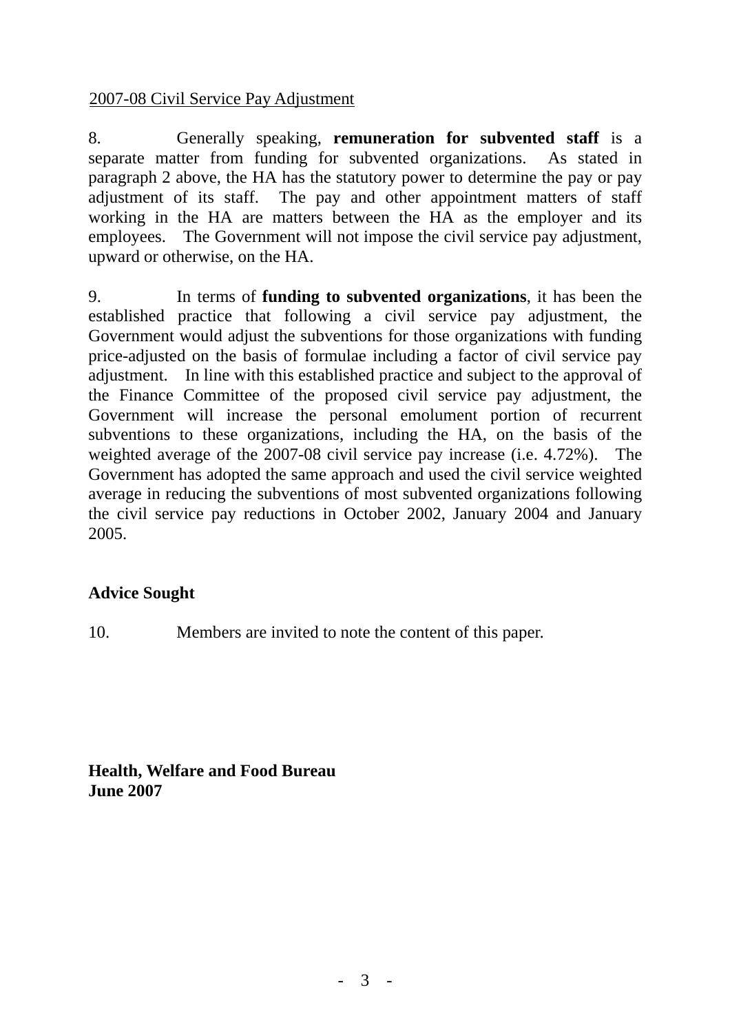2007-08 Civil Service Pay Adjustment

8. Generally speaking, **remuneration for subvented staff** is a separate matter from funding for subvented organizations. As stated in paragraph 2 above, the HA has the statutory power to determine the pay or pay adjustment of its staff. The pay and other appointment matters of staff working in the HA are matters between the HA as the employer and its employees. The Government will not impose the civil service pay adjustment, upward or otherwise, on the HA.

9. In terms of **funding to subvented organizations**, it has been the established practice that following a civil service pay adjustment, the Government would adjust the subventions for those organizations with funding price-adjusted on the basis of formulae including a factor of civil service pay adjustment. In line with this established practice and subject to the approval of the Finance Committee of the proposed civil service pay adjustment, the Government will increase the personal emolument portion of recurrent subventions to these organizations, including the HA, on the basis of the weighted average of the 2007-08 civil service pay increase (i.e. 4.72%). The Government has adopted the same approach and used the civil service weighted average in reducing the subventions of most subvented organizations following the civil service pay reductions in October 2002, January 2004 and January 2005.

## Advice Sought

10. Members are invited to note the content of this paper.

**Health, Welfare and Food Bureau**
**June 2007**